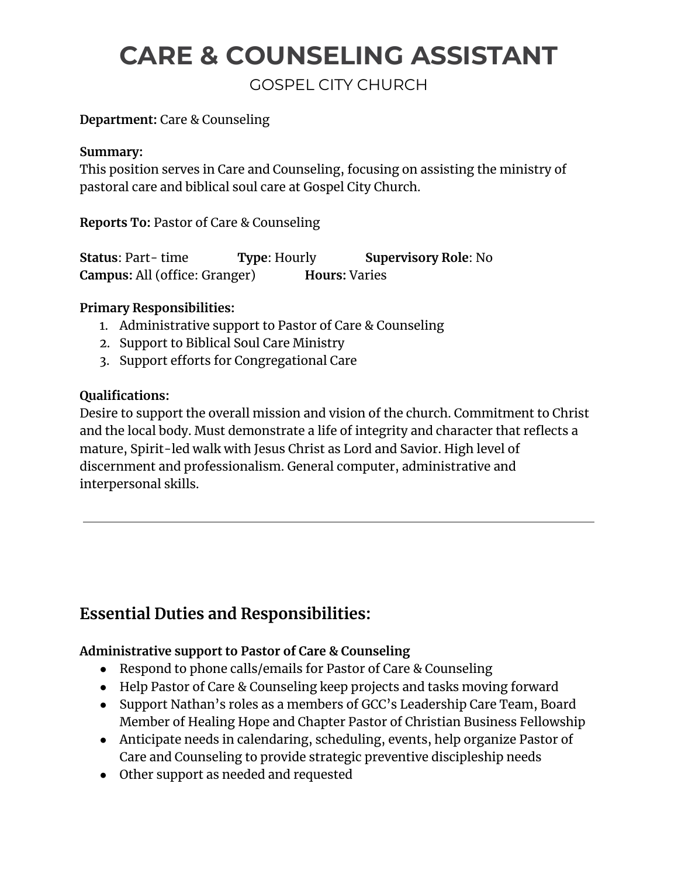# CARE & COUNSELING ASSISTANT

GOSPEL CITY CHURCH

**Department:** Care & Counseling

**Summary:**
This position serves in Care and Counseling, focusing on assisting the ministry of pastoral care and biblical soul care at Gospel City Church.

**Reports To:** Pastor of Care & Counseling

**Status**: Part- time **Type**: Hourly **Supervisory Role**: No
**Campus:** All (office: Granger) **Hours:** Varies

**Primary Responsibilities:**

1. Administrative support to Pastor of Care & Counseling
2. Support to Biblical Soul Care Ministry
3. Support efforts for Congregational Care

**Qualifications:**
Desire to support the overall mission and vision of the church. Commitment to Christ and the local body. Must demonstrate a life of integrity and character that reflects a mature, Spirit-led walk with Jesus Christ as Lord and Savior. High level of discernment and professionalism. General computer, administrative and interpersonal skills.

---

## Essential Duties and Responsibilities:

**Administrative support to Pastor of Care & Counseling**

- Respond to phone calls/emails for Pastor of Care & Counseling
- Help Pastor of Care & Counseling keep projects and tasks moving forward
- Support Nathan's roles as a members of GCC's Leadership Care Team, Board Member of Healing Hope and Chapter Pastor of Christian Business Fellowship
- Anticipate needs in calendaring, scheduling, events, help organize Pastor of Care and Counseling to provide strategic preventive discipleship needs
- Other support as needed and requested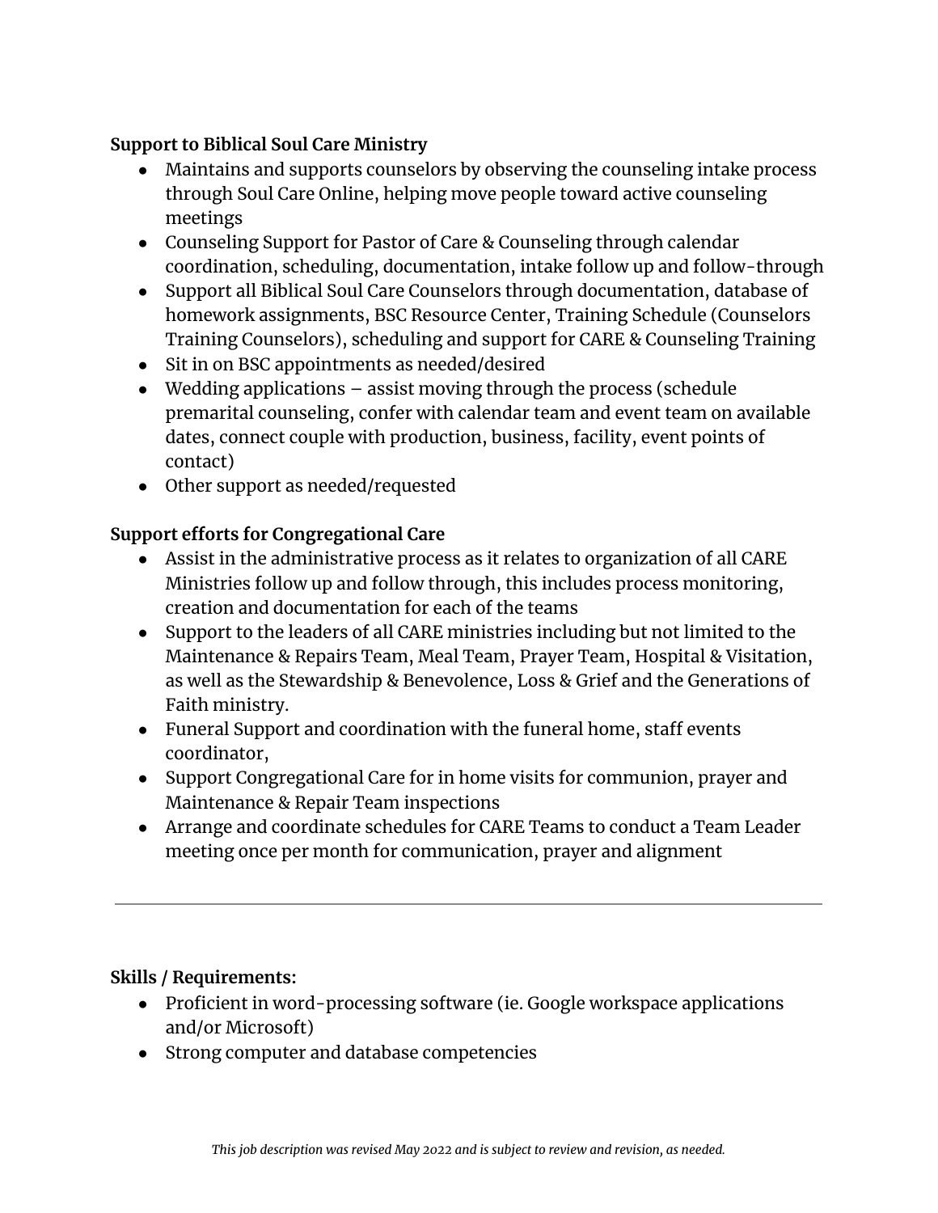**Support to Biblical Soul Care Ministry**

- Maintains and supports counselors by observing the counseling intake process through Soul Care Online, helping move people toward active counseling meetings
- Counseling Support for Pastor of Care & Counseling through calendar coordination, scheduling, documentation, intake follow up and follow-through
- Support all Biblical Soul Care Counselors through documentation, database of homework assignments, BSC Resource Center, Training Schedule (Counselors Training Counselors), scheduling and support for CARE & Counseling Training
- Sit in on BSC appointments as needed/desired
- Wedding applications – assist moving through the process (schedule premarital counseling, confer with calendar team and event team on available dates, connect couple with production, business, facility, event points of contact)
- Other support as needed/requested

**Support efforts for Congregational Care**

- Assist in the administrative process as it relates to organization of all CARE Ministries follow up and follow through, this includes process monitoring, creation and documentation for each of the teams
- Support to the leaders of all CARE ministries including but not limited to the Maintenance & Repairs Team, Meal Team, Prayer Team, Hospital & Visitation, as well as the Stewardship & Benevolence, Loss & Grief and the Generations of Faith ministry.
- Funeral Support and coordination with the funeral home, staff events coordinator,
- Support Congregational Care for in home visits for communion, prayer and Maintenance & Repair Team inspections
- Arrange and coordinate schedules for CARE Teams to conduct a Team Leader meeting once per month for communication, prayer and alignment

---

**Skills / Requirements:**

- Proficient in word-processing software (ie. Google workspace applications and/or Microsoft)
- Strong computer and database competencies

*This job description was revised May 2022 and is subject to review and revision, as needed.*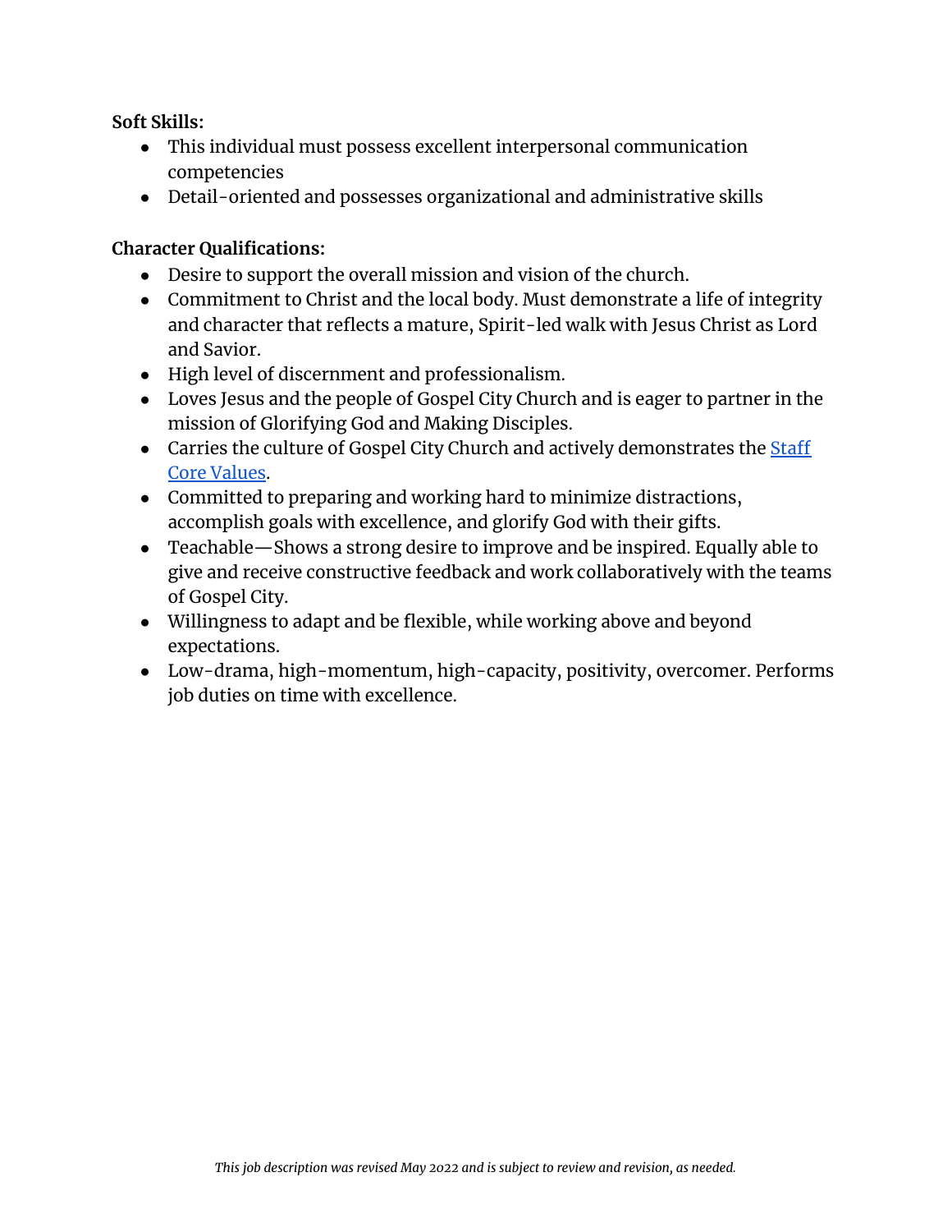**Soft Skills:**

- This individual must possess excellent interpersonal communication competencies
- Detail-oriented and possesses organizational and administrative skills

**Character Qualifications:**

- Desire to support the overall mission and vision of the church.
- Commitment to Christ and the local body. Must demonstrate a life of integrity and character that reflects a mature, Spirit-led walk with Jesus Christ as Lord and Savior.
- High level of discernment and professionalism.
- Loves Jesus and the people of Gospel City Church and is eager to partner in the mission of Glorifying God and Making Disciples.
- Carries the culture of Gospel City Church and actively demonstrates the Staff Core Values.
- Committed to preparing and working hard to minimize distractions, accomplish goals with excellence, and glorify God with their gifts.
- Teachable—Shows a strong desire to improve and be inspired. Equally able to give and receive constructive feedback and work collaboratively with the teams of Gospel City.
- Willingness to adapt and be flexible, while working above and beyond expectations.
- Low-drama, high-momentum, high-capacity, positivity, overcomer. Performs job duties on time with excellence.

*This job description was revised May 2022 and is subject to review and revision, as needed.*